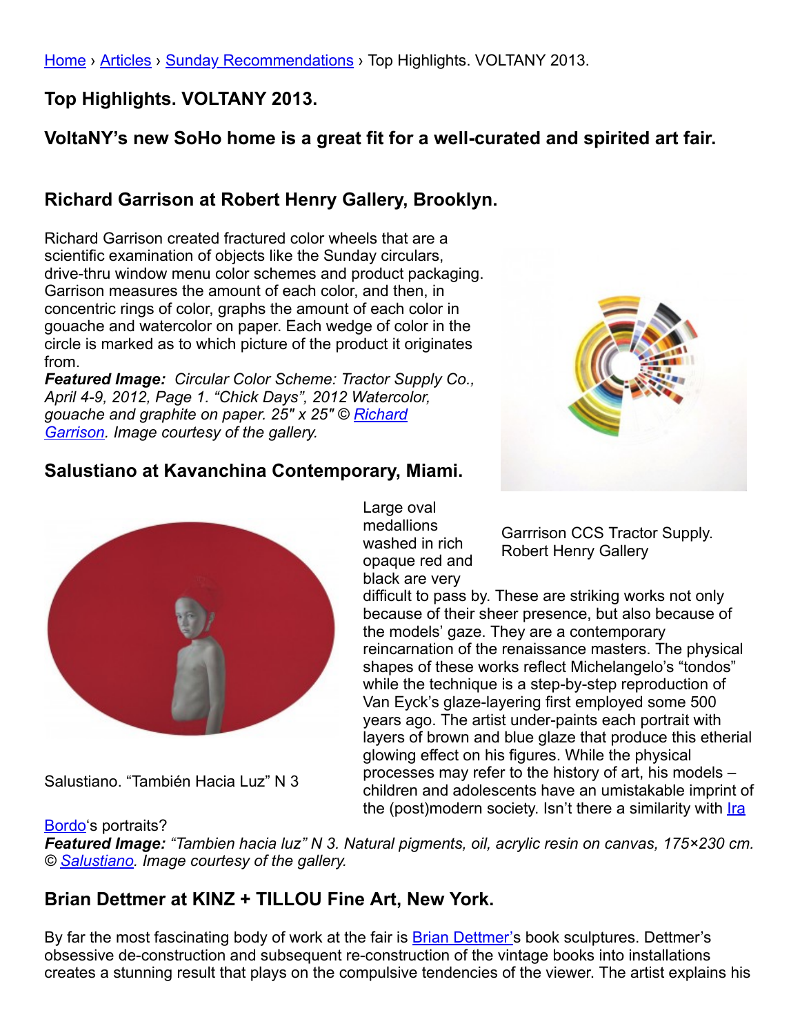Home › Articles › Sunday Recommendations › Top Highlights. VOLTANY 2013.

## Top Highlights. VOLTANY 2013.

### VoltaNY's new SoHo home is a great fit for a well-curated and spirited art fair.

### Richard Garrison at Robert Henry Gallery, Brooklyn.

Richard Garrison created fractured color wheels that are a scientific examination of objects like the Sunday circulars, drive-thru window menu color schemes and product packaging. Garrison measures the amount of each color, and then, in concentric rings of color, graphs the amount of each color in gouache and watercolor on paper. Each wedge of color in the circle is marked as to which picture of the product it originates from.

***Featured Image:*** *Circular Color Scheme: Tractor Supply Co., April 4-9, 2012, Page 1. "Chick Days", 2012 Watercolor, gouache and graphite on paper. 25" x 25" © Richard Garrison. Image courtesy of the gallery.*

Garrrison CCS Tractor Supply. Robert Henry Gallery

### Salustiano at Kavanchina Contemporary, Miami.

Salustiano. "También Hacia Luz" N 3

Large oval medallions washed in rich opaque red and black are very difficult to pass by. These are striking works not only because of their sheer presence, but also because of the models' gaze. They are a contemporary reincarnation of the renaissance masters. The physical shapes of these works reflect Michelangelo's "tondos" while the technique is a step-by-step reproduction of Van Eyck's glaze-layering first employed some 500 years ago. The artist under-paints each portrait with layers of brown and blue glaze that produce this etherial glowing effect on his figures. While the physical processes may refer to the history of art, his models – children and adolescents have an umistakable imprint of the (post)modern society. Isn't there a similarity with Ira Bordo's portraits?

***Featured Image:*** *"Tambien hacia luz" N 3. Natural pigments, oil, acrylic resin on canvas, 175×230 cm. © Salustiano. Image courtesy of the gallery.*

### Brian Dettmer at KINZ + TILLOU Fine Art, New York.

By far the most fascinating body of work at the fair is Brian Dettmer's book sculptures. Dettmer's obsessive de-construction and subsequent re-construction of the vintage books into installations creates a stunning result that plays on the compulsive tendencies of the viewer. The artist explains his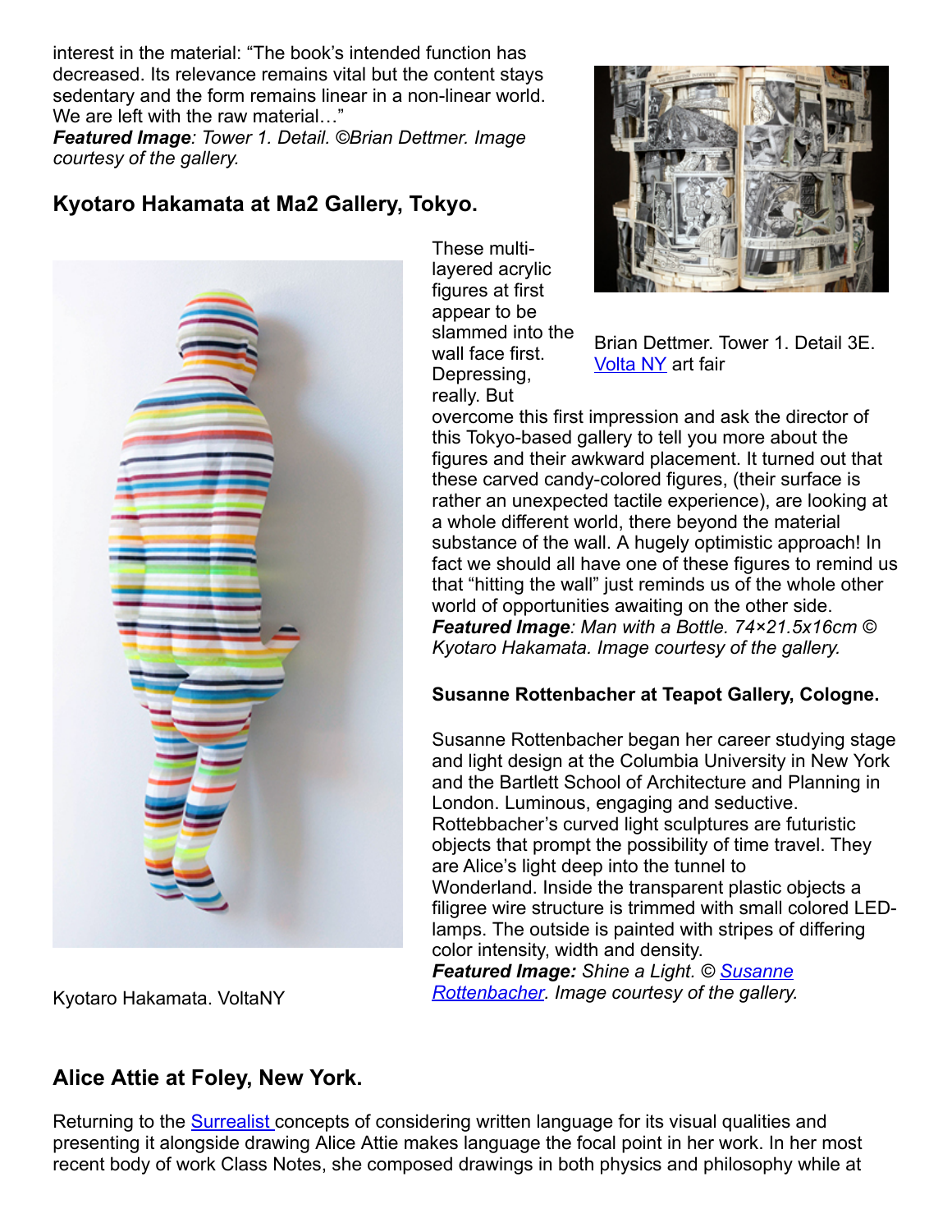interest in the material: "The book's intended function has decreased. Its relevance remains vital but the content stays sedentary and the form remains linear in a non-linear world. We are left with the raw material…"
***Featured Image**: Tower 1. Detail. ©Brian Dettmer. Image courtesy of the gallery.*

Brian Dettmer. Tower 1. Detail 3E. [Volta NY](Volta NY) art fair

## Kyotaro Hakamata at Ma2 Gallery, Tokyo.

These multi-layered acrylic figures at first appear to be slammed into the wall face first. Depressing, really. But overcome this first impression and ask the director of this Tokyo-based gallery to tell you more about the figures and their awkward placement. It turned out that these carved candy-colored figures, (their surface is rather an unexpected tactile experience), are looking at a whole different world, there beyond the material substance of the wall. A hugely optimistic approach! In fact we should all have one of these figures to remind us that "hitting the wall" just reminds us of the whole other world of opportunities awaiting on the other side.
***Featured Image**: Man with a Bottle. 74×21.5x16cm © Kyotaro Hakamata. Image courtesy of the gallery.*

Kyotaro Hakamata. VoltaNY

### Susanne Rottenbacher at Teapot Gallery, Cologne.

Susanne Rottenbacher began her career studying stage and light design at the Columbia University in New York and the Bartlett School of Architecture and Planning in London. Luminous, engaging and seductive. Rottebbacher's curved light sculptures are futuristic objects that prompt the possibility of time travel. They are Alice's light deep into the tunnel to Wonderland. Inside the transparent plastic objects a filigree wire structure is trimmed with small colored LED-lamps. The outside is painted with stripes of differing color intensity, width and density.
**Featured Image:** *Shine a Light. © Susanne Rottenbacher. Image courtesy of the gallery.*

## Alice Attie at Foley, New York.

Returning to the Surrealist concepts of considering written language for its visual qualities and presenting it alongside drawing Alice Attie makes language the focal point in her work. In her most recent body of work Class Notes, she composed drawings in both physics and philosophy while at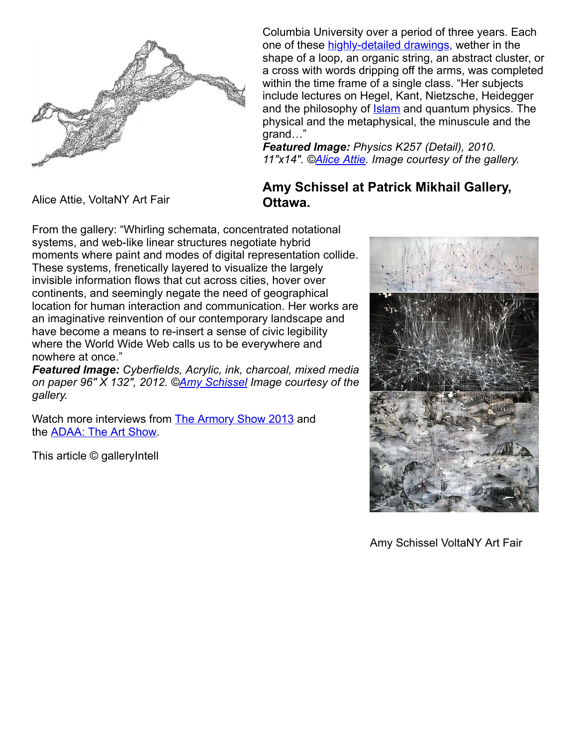Alice Attie, VoltaNY Art Fair

Columbia University over a period of three years. Each one of these highly-detailed drawings, wether in the shape of a loop, an organic string, an abstract cluster, or a cross with words dripping off the arms, was completed within the time frame of a single class. "Her subjects include lectures on Hegel, Kant, Nietzsche, Heidegger and the philosophy of Islam and quantum physics. The physical and the metaphysical, the minuscule and the grand…"

***Featured Image:*** *Physics K257 (Detail), 2010. 11"x14". ©Alice Attie. Image courtesy of the gallery.*

### Amy Schissel at Patrick Mikhail Gallery, Ottawa.

From the gallery: "Whirling schemata, concentrated notational systems, and web-like linear structures negotiate hybrid moments where paint and modes of digital representation collide. These systems, frenetically layered to visualize the largely invisible information flows that cut across cities, hover over continents, and seemingly negate the need of geographical location for human interaction and communication. Her works are an imaginative reinvention of our contemporary landscape and have become a means to re-insert a sense of civic legibility where the World Wide Web calls us to be everywhere and nowhere at once."

***Featured Image:*** *Cyberfields, Acrylic, ink, charcoal, mixed media on paper 96" X 132", 2012. ©Amy Schissel Image courtesy of the gallery.*

Amy Schissel VoltaNY Art Fair

Watch more interviews from The Armory Show 2013 and the ADAA: The Art Show.

This article © galleryIntell